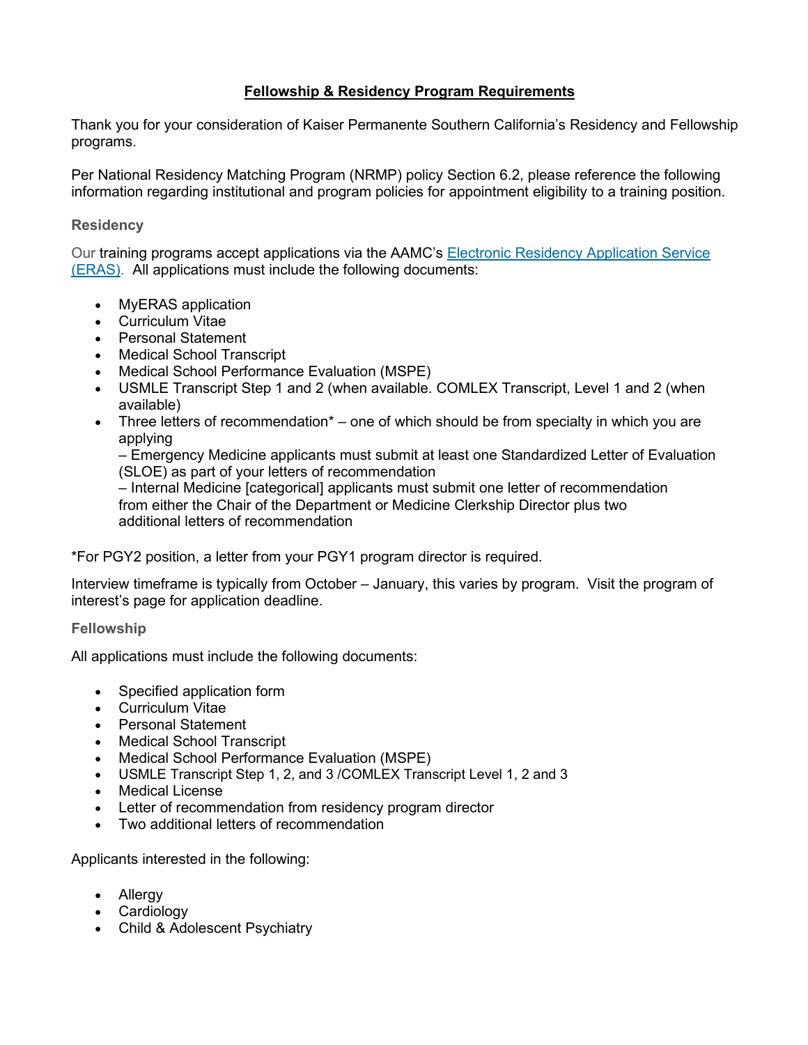# Fellowship & Residency Program Requirements

Thank you for your consideration of Kaiser Permanente Southern California's Residency and Fellowship programs.

Per National Residency Matching Program (NRMP) policy Section 6.2, please reference the following information regarding institutional and program policies for appointment eligibility to a training position.

## Residency

Our training programs accept applications via the AAMC's [Electronic Residency Application Service (ERAS)](). All applications must include the following documents:

- MyERAS application
- Curriculum Vitae
- Personal Statement
- Medical School Transcript
- Medical School Performance Evaluation (MSPE)
- USMLE Transcript Step 1 and 2 (when available. COMLEX Transcript, Level 1 and 2 (when available)
- Three letters of recommendation* – one of which should be from specialty in which you are applying
  – Emergency Medicine applicants must submit at least one Standardized Letter of Evaluation (SLOE) as part of your letters of recommendation
  – Internal Medicine [categorical] applicants must submit one letter of recommendation from either the Chair of the Department or Medicine Clerkship Director plus two additional letters of recommendation

*For PGY2 position, a letter from your PGY1 program director is required.

Interview timeframe is typically from October – January, this varies by program. Visit the program of interest's page for application deadline.

## Fellowship

All applications must include the following documents:

- Specified application form
- Curriculum Vitae
- Personal Statement
- Medical School Transcript
- Medical School Performance Evaluation (MSPE)
- USMLE Transcript Step 1, 2, and 3 /COMLEX Transcript Level 1, 2 and 3
- Medical License
- Letter of recommendation from residency program director
- Two additional letters of recommendation

Applicants interested in the following:

- Allergy
- Cardiology
- Child & Adolescent Psychiatry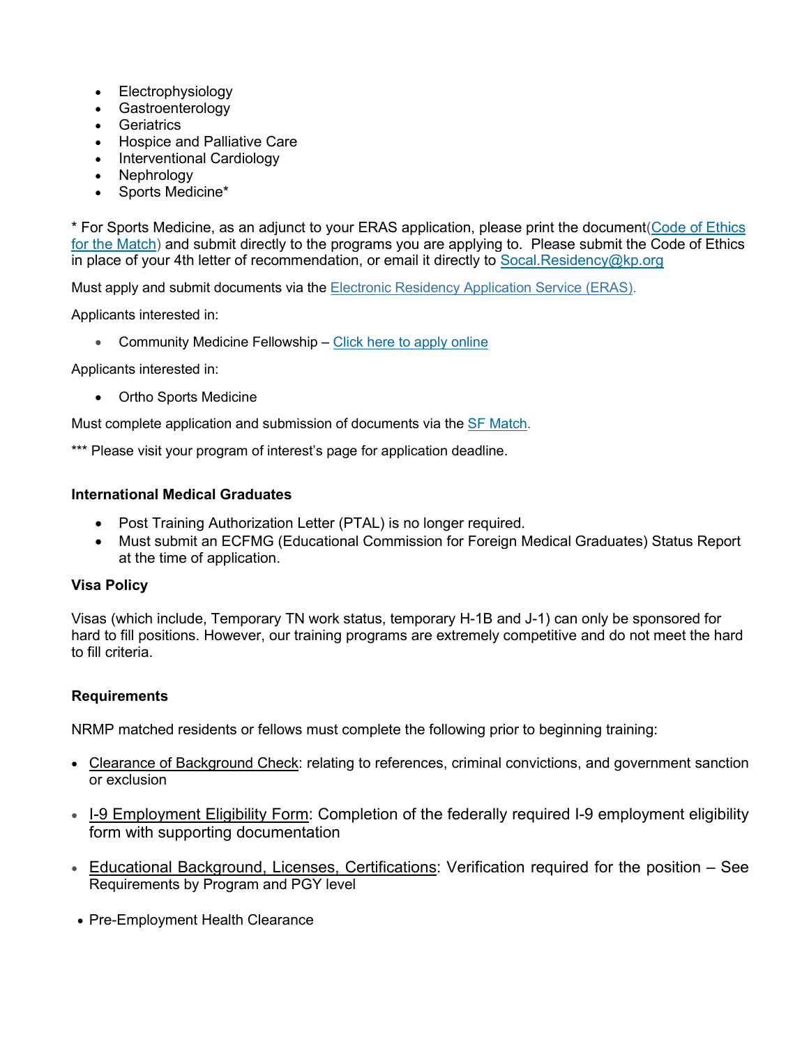- Electrophysiology
- Gastroenterology
- Geriatrics
- Hospice and Palliative Care
- Interventional Cardiology
- Nephrology
- Sports Medicine*

* For Sports Medicine, as an adjunct to your ERAS application, please print the document(Code of Ethics for the Match) and submit directly to the programs you are applying to. Please submit the Code of Ethics in place of your 4th letter of recommendation, or email it directly to Socal.Residency@kp.org

Must apply and submit documents via the Electronic Residency Application Service (ERAS).

Applicants interested in:

- Community Medicine Fellowship – Click here to apply online

Applicants interested in:

- Ortho Sports Medicine

Must complete application and submission of documents via the SF Match.

*** Please visit your program of interest's page for application deadline.

**International Medical Graduates**

- Post Training Authorization Letter (PTAL) is no longer required.
- Must submit an ECFMG (Educational Commission for Foreign Medical Graduates) Status Report at the time of application.

**Visa Policy**

Visas (which include, Temporary TN work status, temporary H-1B and J-1) can only be sponsored for hard to fill positions. However, our training programs are extremely competitive and do not meet the hard to fill criteria.

**Requirements**

NRMP matched residents or fellows must complete the following prior to beginning training:

- Clearance of Background Check: relating to references, criminal convictions, and government sanction or exclusion
- I-9 Employment Eligibility Form: Completion of the federally required I-9 employment eligibility form with supporting documentation
- Educational Background, Licenses, Certifications: Verification required for the position – See Requirements by Program and PGY level
- Pre-Employment Health Clearance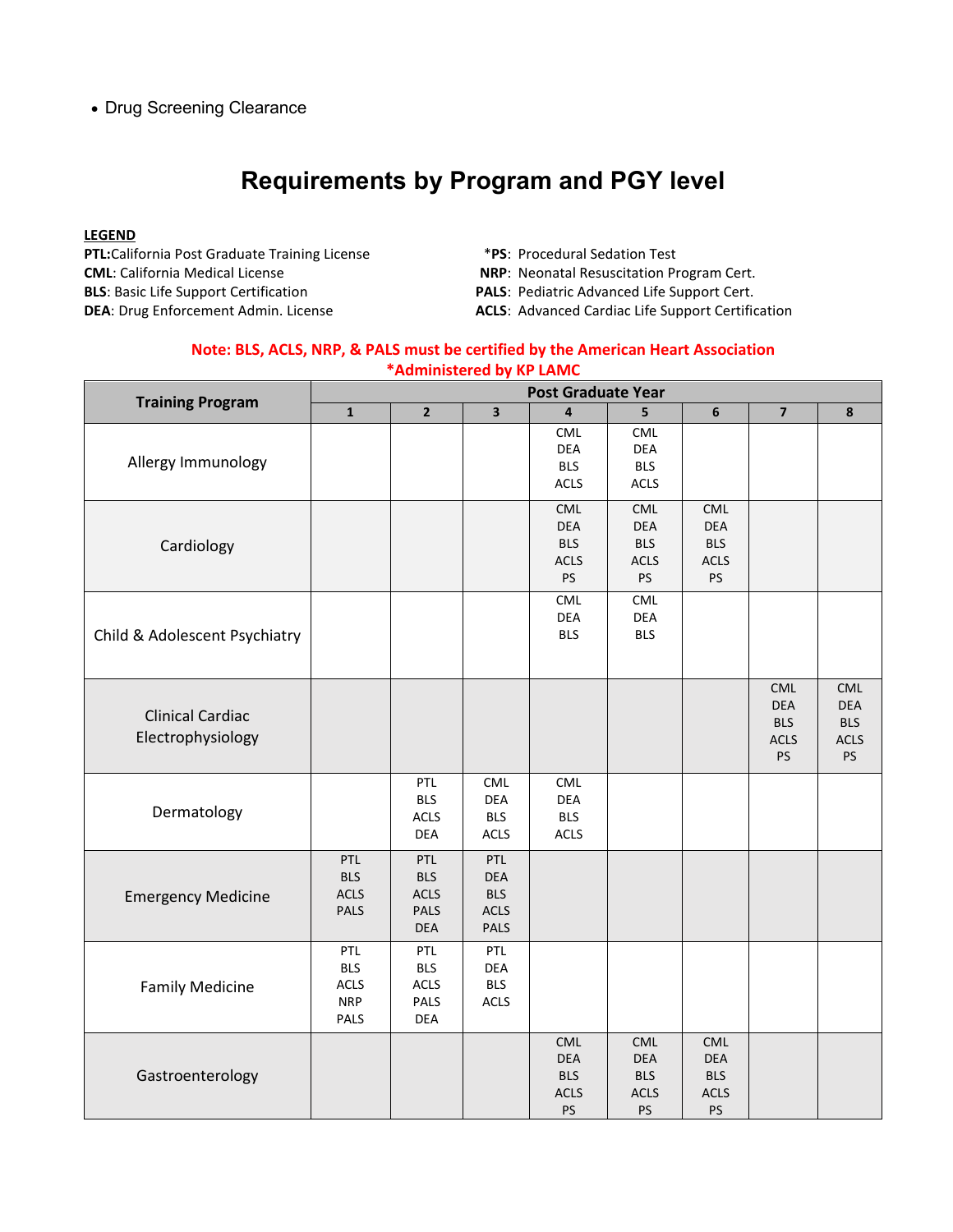- Drug Screening Clearance

# Requirements by Program and PGY level

**LEGEND**

**PTL:** California Post Graduate Training License
**CML**: California Medical License
**BLS**: Basic Life Support Certification
**DEA**: Drug Enforcement Admin. License
***PS**: Procedural Sedation Test
**NRP**: Neonatal Resuscitation Program Cert.
**PALS**: Pediatric Advanced Life Support Cert.
**ACLS**: Advanced Cardiac Life Support Certification

**Note: BLS, ACLS, NRP, & PALS must be certified by the American Heart Association**
***Administered by KP LAMC**

| Training Program | Post Graduate Year | | | | | | | |
|---|---|---|---|---|---|---|---|---|
| | 1 | 2 | 3 | 4 | 5 | 6 | 7 | 8 |
| Allergy Immunology | | | | CML DEA BLS ACLS | CML DEA BLS ACLS | | | |
| Cardiology | | | | CML DEA BLS ACLS PS | CML DEA BLS ACLS PS | CML DEA BLS ACLS PS | | |
| Child & Adolescent Psychiatry | | | | CML DEA BLS | CML DEA BLS | | | |
| Clinical Cardiac Electrophysiology | | | | | | | CML DEA BLS ACLS PS | CML DEA BLS ACLS PS |
| Dermatology | | PTL BLS ACLS DEA | CML DEA BLS ACLS | CML DEA BLS ACLS | | | | |
| Emergency Medicine | PTL BLS ACLS PALS | PTL BLS ACLS PALS DEA | PTL DEA BLS ACLS PALS | | | | | |
| Family Medicine | PTL BLS ACLS NRP PALS | PTL BLS ACLS PALS DEA | PTL DEA BLS ACLS | | | | | |
| Gastroenterology | | | | CML DEA BLS ACLS PS | CML DEA BLS ACLS PS | CML DEA BLS ACLS PS | | |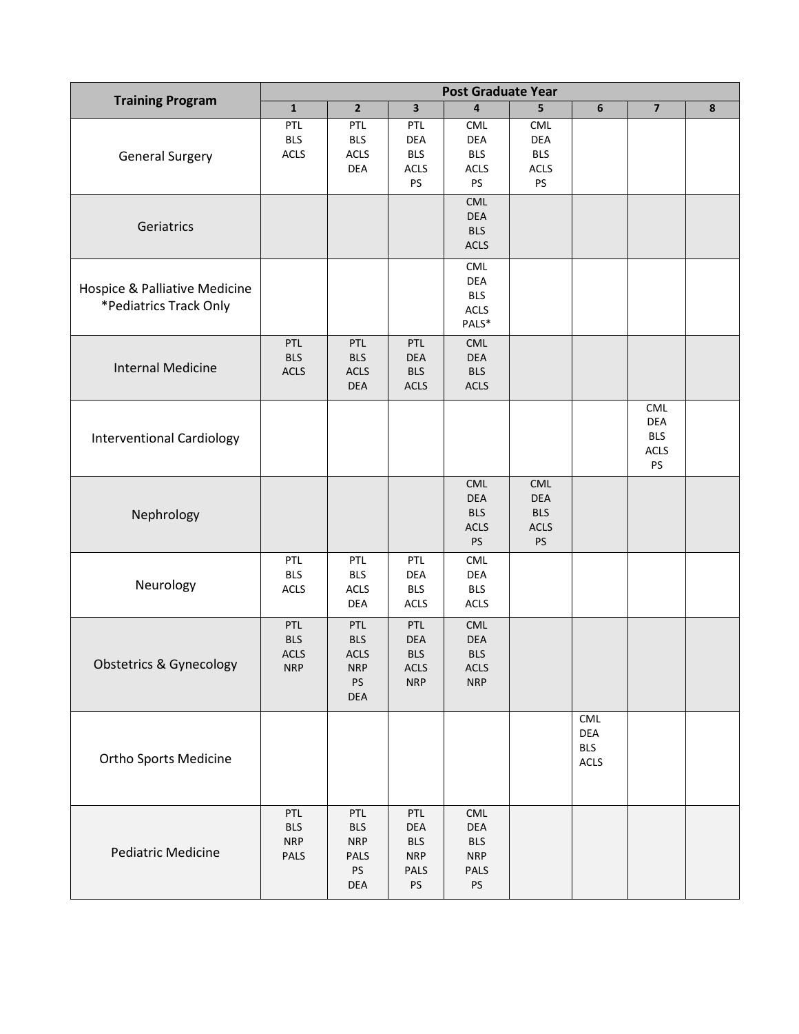| Training Program | Post Graduate Year | | | | | | | |
|---|---|---|---|---|---|---|---|---|
| | 1 | 2 | 3 | 4 | 5 | 6 | 7 | 8 |
| General Surgery | PTL<br>BLS<br>ACLS | PTL<br>BLS<br>ACLS<br>DEA | PTL<br>DEA<br>BLS<br>ACLS<br>PS | CML<br>DEA<br>BLS<br>ACLS<br>PS | CML<br>DEA<br>BLS<br>ACLS<br>PS | | | |
| Geriatrics | | | | CML<br>DEA<br>BLS<br>ACLS | | | | |
| Hospice & Palliative Medicine<br>*Pediatrics Track Only | | | | CML<br>DEA<br>BLS<br>ACLS<br>PALS* | | | | |
| Internal Medicine | PTL<br>BLS<br>ACLS | PTL<br>BLS<br>ACLS<br>DEA | PTL<br>DEA<br>BLS<br>ACLS | CML<br>DEA<br>BLS<br>ACLS | | | | |
| Interventional Cardiology | | | | | | | CML<br>DEA<br>BLS<br>ACLS<br>PS | |
| Nephrology | | | | CML<br>DEA<br>BLS<br>ACLS<br>PS | CML<br>DEA<br>BLS<br>ACLS<br>PS | | | |
| Neurology | PTL<br>BLS<br>ACLS | PTL<br>BLS<br>ACLS<br>DEA | PTL<br>DEA<br>BLS<br>ACLS | CML<br>DEA<br>BLS<br>ACLS | | | | |
| Obstetrics & Gynecology | PTL<br>BLS<br>ACLS<br>NRP | PTL<br>BLS<br>ACLS<br>NRP<br>PS<br>DEA | PTL<br>DEA<br>BLS<br>ACLS<br>NRP | CML<br>DEA<br>BLS<br>ACLS<br>NRP | | | | |
| Ortho Sports Medicine | | | | | | CML<br>DEA<br>BLS<br>ACLS | | |
| Pediatric Medicine | PTL<br>BLS<br>NRP<br>PALS | PTL<br>BLS<br>NRP<br>PALS<br>PS<br>DEA | PTL<br>DEA<br>BLS<br>NRP<br>PALS<br>PS | CML<br>DEA<br>BLS<br>NRP<br>PALS<br>PS | | | | |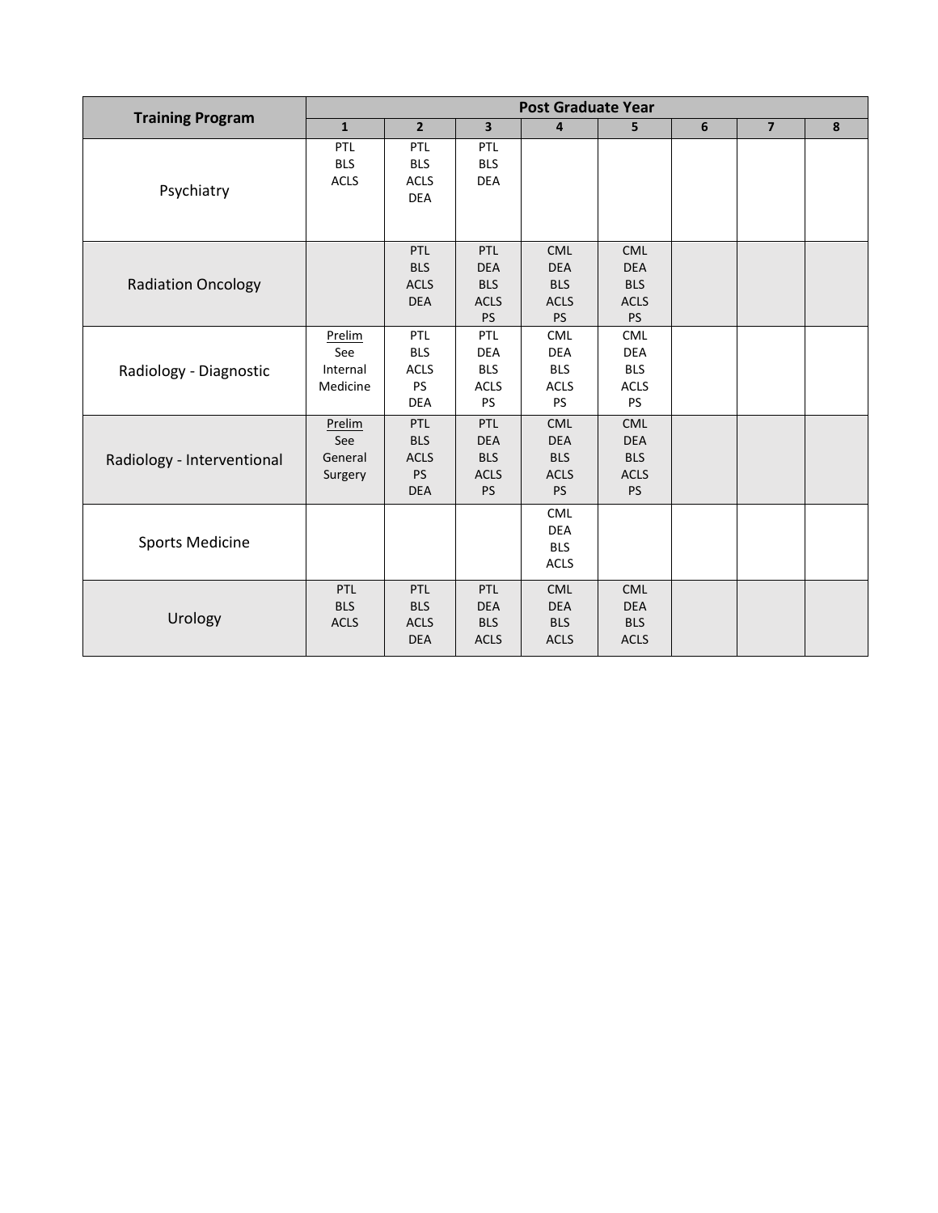| Training Program | Post Graduate Year | | | | | | | |
|---|---|---|---|---|---|---|---|---|
| | 1 | 2 | 3 | 4 | 5 | 6 | 7 | 8 |
| Psychiatry | PTL<br>BLS<br>ACLS | PTL<br>BLS<br>ACLS<br>DEA | PTL<br>BLS<br>DEA | | | | | |
| Radiation Oncology | | PTL<br>BLS<br>ACLS<br>DEA | PTL<br>DEA<br>BLS<br>ACLS<br>PS | CML<br>DEA<br>BLS<br>ACLS<br>PS | CML<br>DEA<br>BLS<br>ACLS<br>PS | | | |
| Radiology - Diagnostic | Prelim<br>See<br>Internal<br>Medicine | PTL<br>BLS<br>ACLS<br>PS<br>DEA | PTL<br>DEA<br>BLS<br>ACLS<br>PS | CML<br>DEA<br>BLS<br>ACLS<br>PS | CML<br>DEA<br>BLS<br>ACLS<br>PS | | | |
| Radiology - Interventional | Prelim<br>See<br>General<br>Surgery | PTL<br>BLS<br>ACLS<br>PS<br>DEA | PTL<br>DEA<br>BLS<br>ACLS<br>PS | CML<br>DEA<br>BLS<br>ACLS<br>PS | CML<br>DEA<br>BLS<br>ACLS<br>PS | | | |
| Sports Medicine | | | | CML<br>DEA<br>BLS<br>ACLS | | | | |
| Urology | PTL<br>BLS<br>ACLS | PTL<br>BLS<br>ACLS<br>DEA | PTL<br>DEA<br>BLS<br>ACLS | CML<br>DEA<br>BLS<br>ACLS | CML<br>DEA<br>BLS<br>ACLS | | | |